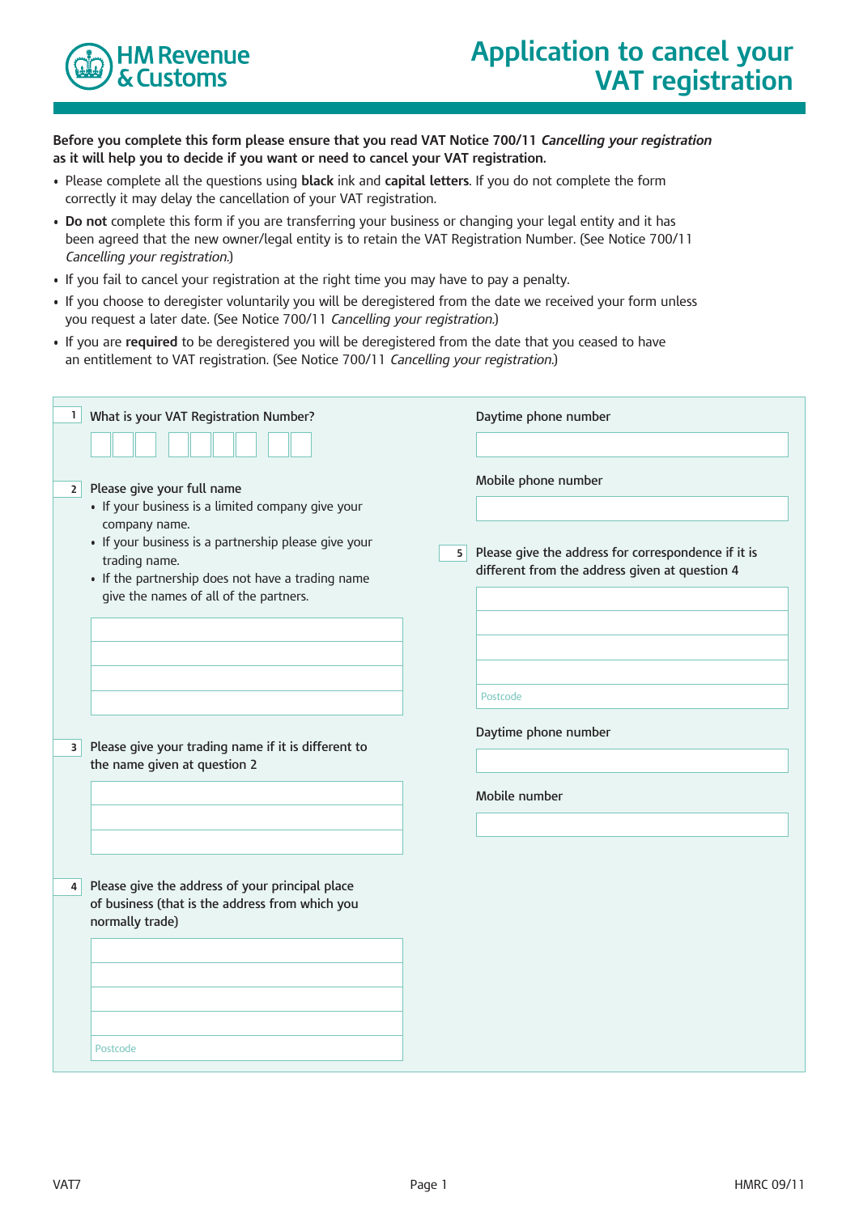HM Revenue & Customs

# Application to cancel your VAT registration

**Before you complete this form please ensure that you read VAT Notice 700/11 *Cancelling your registration* as it will help you to decide if you want or need to cancel your VAT registration.**

- Please complete all the questions using **black** ink and **capital letters**. If you do not complete the form correctly it may delay the cancellation of your VAT registration.
- **Do not** complete this form if you are transferring your business or changing your legal entity and it has been agreed that the new owner/legal entity is to retain the VAT Registration Number. (See Notice 700/11 *Cancelling your registration*.)
- If you fail to cancel your registration at the right time you may have to pay a penalty.
- If you choose to deregister voluntarily you will be deregistered from the date we received your form unless you request a later date. (See Notice 700/11 *Cancelling your registration*.)
- If you are **required** to be deregistered you will be deregistered from the date that you ceased to have an entitlement to VAT registration. (See Notice 700/11 *Cancelling your registration*.)

**1** What is your VAT Registration Number?

**2** Please give your full name
- If your business is a limited company give your company name.
- If your business is a partnership please give your trading name.
- If the partnership does not have a trading name give the names of all of the partners.

**3** Please give your trading name if it is different to the name given at question 2

**4** Please give the address of your principal place of business (that is the address from which you normally trade)

Postcode

Daytime phone number

Mobile phone number

**5** Please give the address for correspondence if it is different from the address given at question 4

Postcode

Daytime phone number

Mobile number

VAT7 HMRC 09/11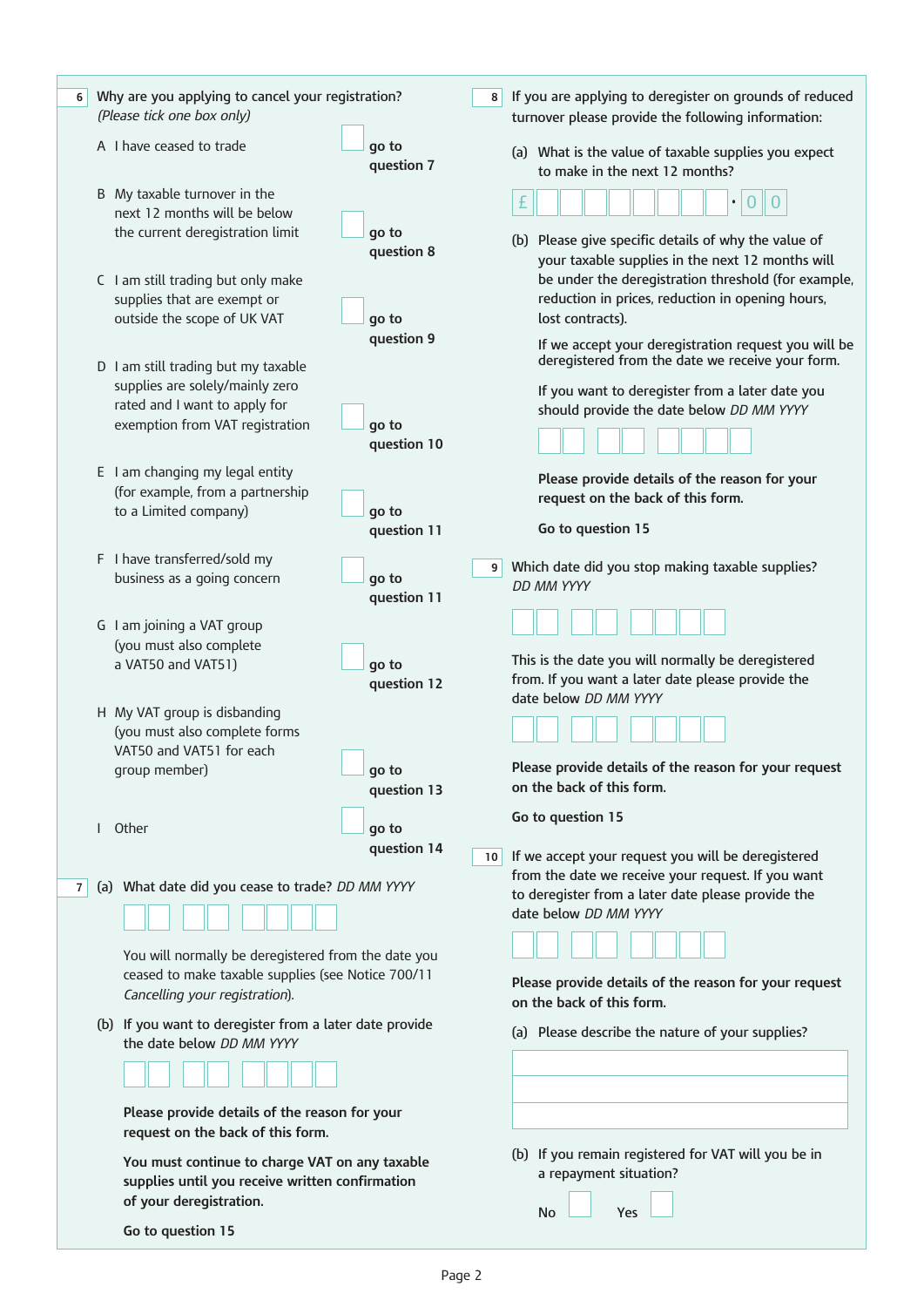**6** Why are you applying to cancel your registration?
*(Please tick one box only)*

| | | |
|---|---|---|
| A I have ceased to trade | ☐ | go to question 7 |
| B My taxable turnover in the next 12 months will be below the current deregistration limit | ☐ | go to question 8 |
| C I am still trading but only make supplies that are exempt or outside the scope of UK VAT | ☐ | go to question 9 |
| D I am still trading but my taxable supplies are solely/mainly zero rated and I want to apply for exemption from VAT registration | ☐ | go to question 10 |
| E I am changing my legal entity (for example, from a partnership to a Limited company) | ☐ | go to question 11 |
| F I have transferred/sold my business as a going concern | ☐ | go to question 11 |
| G I am joining a VAT group (you must also complete a VAT50 and VAT51) | ☐ | go to question 12 |
| H My VAT group is disbanding (you must also complete forms VAT50 and VAT51 for each group member) | ☐ | go to question 13 |
| I Other | ☐ | go to question 14 |

**7** (a) What date did you cease to trade? *DD MM YYYY*

☐☐ ☐☐ ☐☐☐☐

You will normally be deregistered from the date you ceased to make taxable supplies (see Notice 700/11 *Cancelling your registration*).

(b) If you want to deregister from a later date provide the date below *DD MM YYYY*

☐☐ ☐☐ ☐☐☐☐

**Please provide details of the reason for your request on the back of this form.**

**You must continue to charge VAT on any taxable supplies until you receive written confirmation of your deregistration.**

**Go to question 15**

**8** If you are applying to deregister on grounds of reduced turnover please provide the following information:

(a) What is the value of taxable supplies you expect to make in the next 12 months?

£ ☐☐☐☐☐☐☐☐ . 0 0

(b) Please give specific details of why the value of your taxable supplies in the next 12 months will be under the deregistration threshold (for example, reduction in prices, reduction in opening hours, lost contracts).

If we accept your deregistration request you will be deregistered from the date we receive your form.

If you want to deregister from a later date you should provide the date below *DD MM YYYY*

☐☐ ☐☐ ☐☐☐☐

**Please provide details of the reason for your request on the back of this form.**

**Go to question 15**

**9** Which date did you stop making taxable supplies? *DD MM YYYY*

☐☐ ☐☐ ☐☐☐☐

This is the date you will normally be deregistered from. If you want a later date please provide the date below *DD MM YYYY*

☐☐ ☐☐ ☐☐☐☐

**Please provide details of the reason for your request on the back of this form.**

**Go to question 15**

**10** If we accept your request you will be deregistered from the date we receive your request. If you want to deregister from a later date please provide the date below *DD MM YYYY*

☐☐ ☐☐ ☐☐☐☐

**Please provide details of the reason for your request on the back of this form.**

(a) Please describe the nature of your supplies?

(b) If you remain registered for VAT will you be in a repayment situation?

No ☐ Yes ☐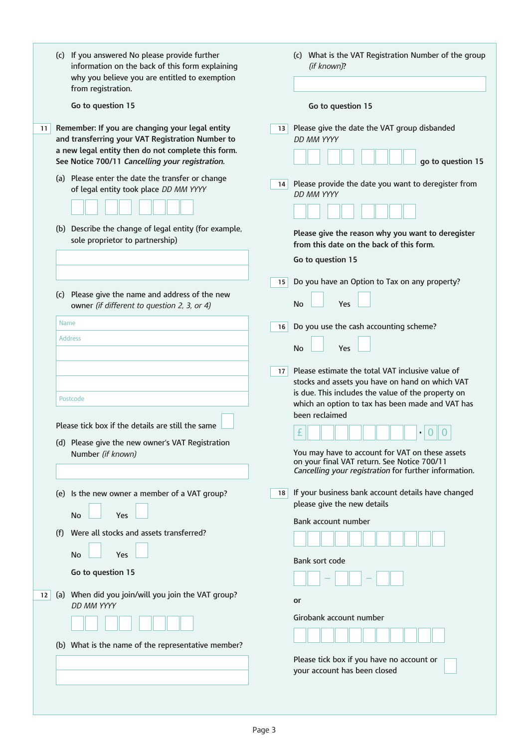(c) If you answered No please provide further information on the back of this form explaining why you believe you are entitled to exemption from registration.

**Go to question 15**

**11** **Remember: If you are changing your legal entity and transferring your VAT Registration Number to a new legal entity then do not complete this form. See Notice 700/11** ***Cancelling your registration.***

(a) Please enter the date the transfer or change of legal entity took place *DD MM YYYY*

(b) Describe the change of legal entity (for example, sole proprietor to partnership)

(c) Please give the name and address of the new owner *(if different to question 2, 3, or 4)*

Name

Address

Postcode

Please tick box if the details are still the same

(d) Please give the new owner's VAT Registration Number *(if known)*

(e) Is the new owner a member of a VAT group?

No Yes

(f) Were all stocks and assets transferred?

No Yes

**Go to question 15**

**12** (a) When did you join/will you join the VAT group? *DD MM YYYY*

(b) What is the name of the representative member?

(c) What is the VAT Registration Number of the group *(if known)*?

**Go to question 15**

**13** Please give the date the VAT group disbanded *DD MM YYYY*

**go to question 15**

**14** Please provide the date you want to deregister from *DD MM YYYY*

**Please give the reason why you want to deregister from this date on the back of this form.**

**Go to question 15**

**15** Do you have an Option to Tax on any property?

No Yes

**16** Do you use the cash accounting scheme?

No Yes

**17** Please estimate the total VAT inclusive value of stocks and assets you have on hand on which VAT is due. This includes the value of the property on which an option to tax has been made and VAT has been reclaimed

£ . 0 0

You may have to account for VAT on these assets on your final VAT return. See Notice 700/11 *Cancelling your registration* for further information.

**18** If your business bank account details have changed please give the new details

Bank account number

Bank sort code

or

Girobank account number

Please tick box if you have no account or your account has been closed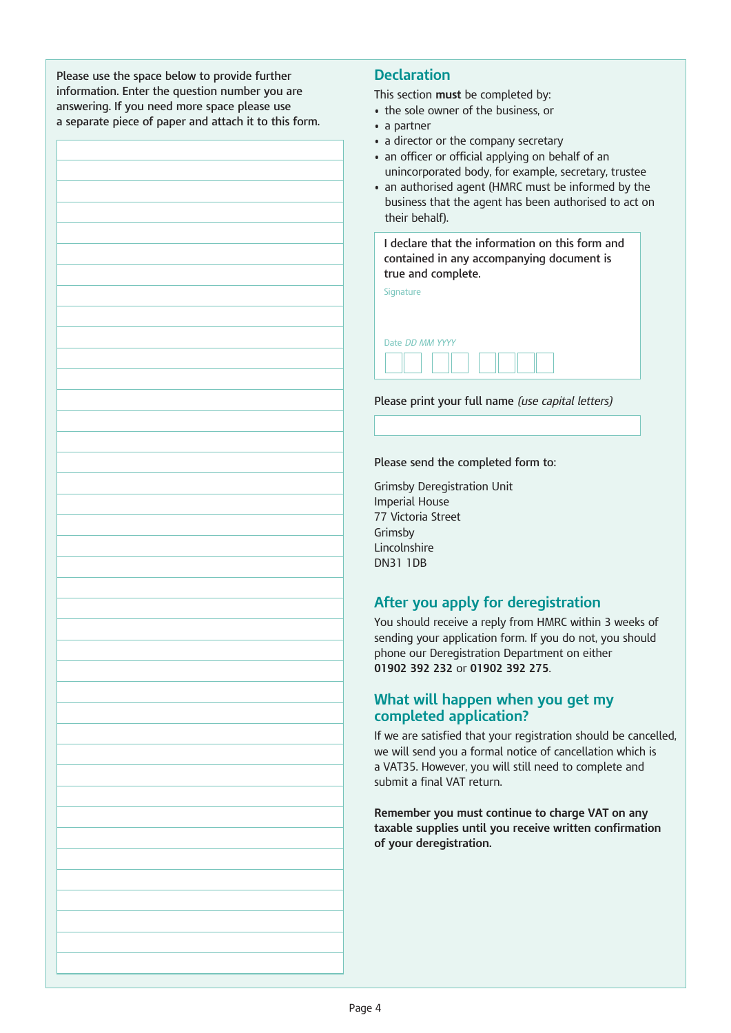Please use the space below to provide further information. Enter the question number you are answering. If you need more space please use a separate piece of paper and attach it to this form.

## Declaration

This section **must** be completed by:

- the sole owner of the business, or
- a partner
- a director or the company secretary
- an officer or official applying on behalf of an unincorporated body, for example, secretary, trustee
- an authorised agent (HMRC must be informed by the business that the agent has been authorised to act on their behalf).

I declare that the information on this form and contained in any accompanying document is true and complete.

Signature

Date *DD MM YYYY*

Please print your full name *(use capital letters)*

Please send the completed form to:

Grimsby Deregistration Unit
Imperial House
77 Victoria Street
Grimsby
Lincolnshire
DN31 1DB

## After you apply for deregistration

You should receive a reply from HMRC within 3 weeks of sending your application form. If you do not, you should phone our Deregistration Department on either **01902 392 232** or **01902 392 275**.

## What will happen when you get my completed application?

If we are satisfied that your registration should be cancelled, we will send you a formal notice of cancellation which is a VAT35. However, you will still need to complete and submit a final VAT return.

**Remember you must continue to charge VAT on any taxable supplies until you receive written confirmation of your deregistration.**